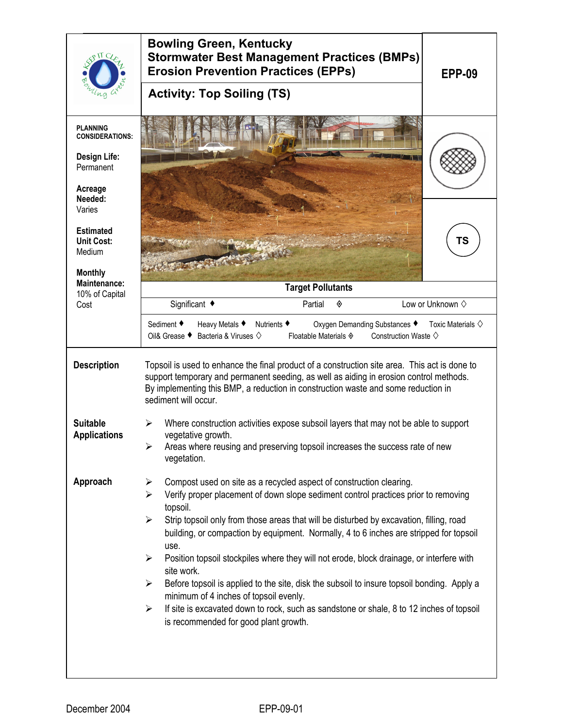# Bowling Green, Kentucky
# Stormwater Best Management Practices (BMPs)
# Erosion Prevention Practices (EPPs)

## Activity: Top Soiling (TS)

**EPP-09**

**TS**

**PLANNING CONSIDERATIONS:**

**Design Life:**
Permanent

**Acreage Needed:**
Varies

**Estimated Unit Cost:**
Medium

**Monthly Maintenance:**
10% of Capital Cost

**Target Pollutants**

Significant ♦ Partial ◈ Low or Unknown ◇

Sediment ♦ Heavy Metals ♦ Nutrients ♦ Oxygen Demanding Substances ♦ Toxic Materials ◇
Oil& Grease ♦ Bacteria & Viruses ◇ Floatable Materials ◈ Construction Waste ◇

**Description**

Topsoil is used to enhance the final product of a construction site area. This act is done to support temporary and permanent seeding, as well as aiding in erosion control methods. By implementing this BMP, a reduction in construction waste and some reduction in sediment will occur.

**Suitable Applications**

- Where construction activities expose subsoil layers that may not be able to support vegetative growth.
- Areas where reusing and preserving topsoil increases the success rate of new vegetation.

**Approach**

- Compost used on site as a recycled aspect of construction clearing.
- Verify proper placement of down slope sediment control practices prior to removing topsoil.
- Strip topsoil only from those areas that will be disturbed by excavation, filling, road building, or compaction by equipment. Normally, 4 to 6 inches are stripped for topsoil use.
- Position topsoil stockpiles where they will not erode, block drainage, or interfere with site work.
- Before topsoil is applied to the site, disk the subsoil to insure topsoil bonding. Apply a minimum of 4 inches of topsoil evenly.
- If site is excavated down to rock, such as sandstone or shale, 8 to 12 inches of topsoil is recommended for good plant growth.

December 2004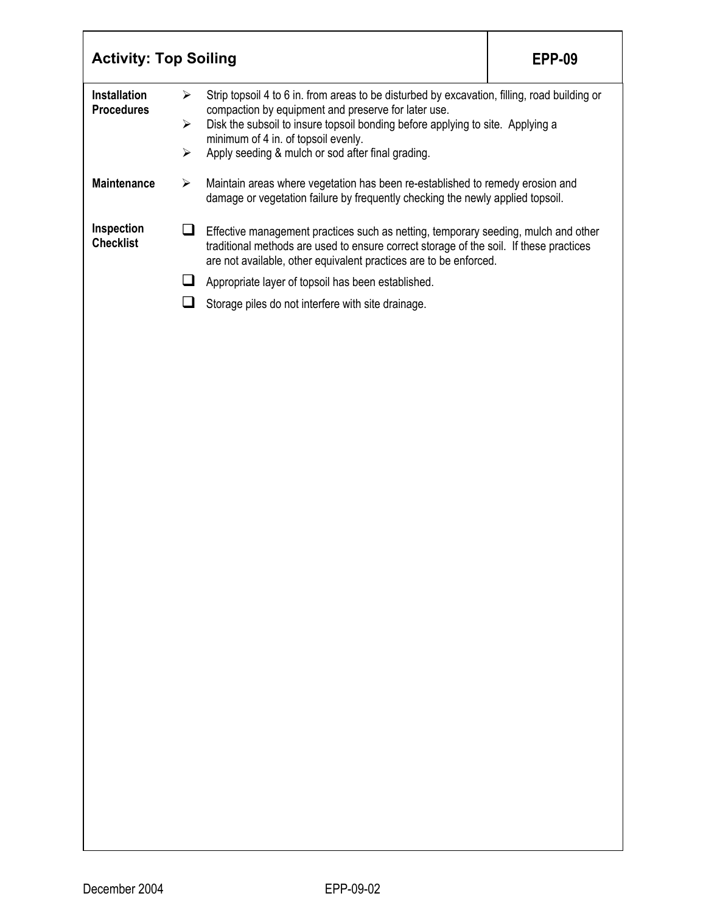## Activity: Top Soiling — EPP-09

**Installation Procedures**

- Strip topsoil 4 to 6 in. from areas to be disturbed by excavation, filling, road building or compaction by equipment and preserve for later use.
- Disk the subsoil to insure topsoil bonding before applying to site. Applying a minimum of 4 in. of topsoil evenly.
- Apply seeding & mulch or sod after final grading.

**Maintenance**

- Maintain areas where vegetation has been re-established to remedy erosion and damage or vegetation failure by frequently checking the newly applied topsoil.

**Inspection Checklist**

- [ ] Effective management practices such as netting, temporary seeding, mulch and other traditional methods are used to ensure correct storage of the soil. If these practices are not available, other equivalent practices are to be enforced.
- [ ] Appropriate layer of topsoil has been established.
- [ ] Storage piles do not interfere with site drainage.